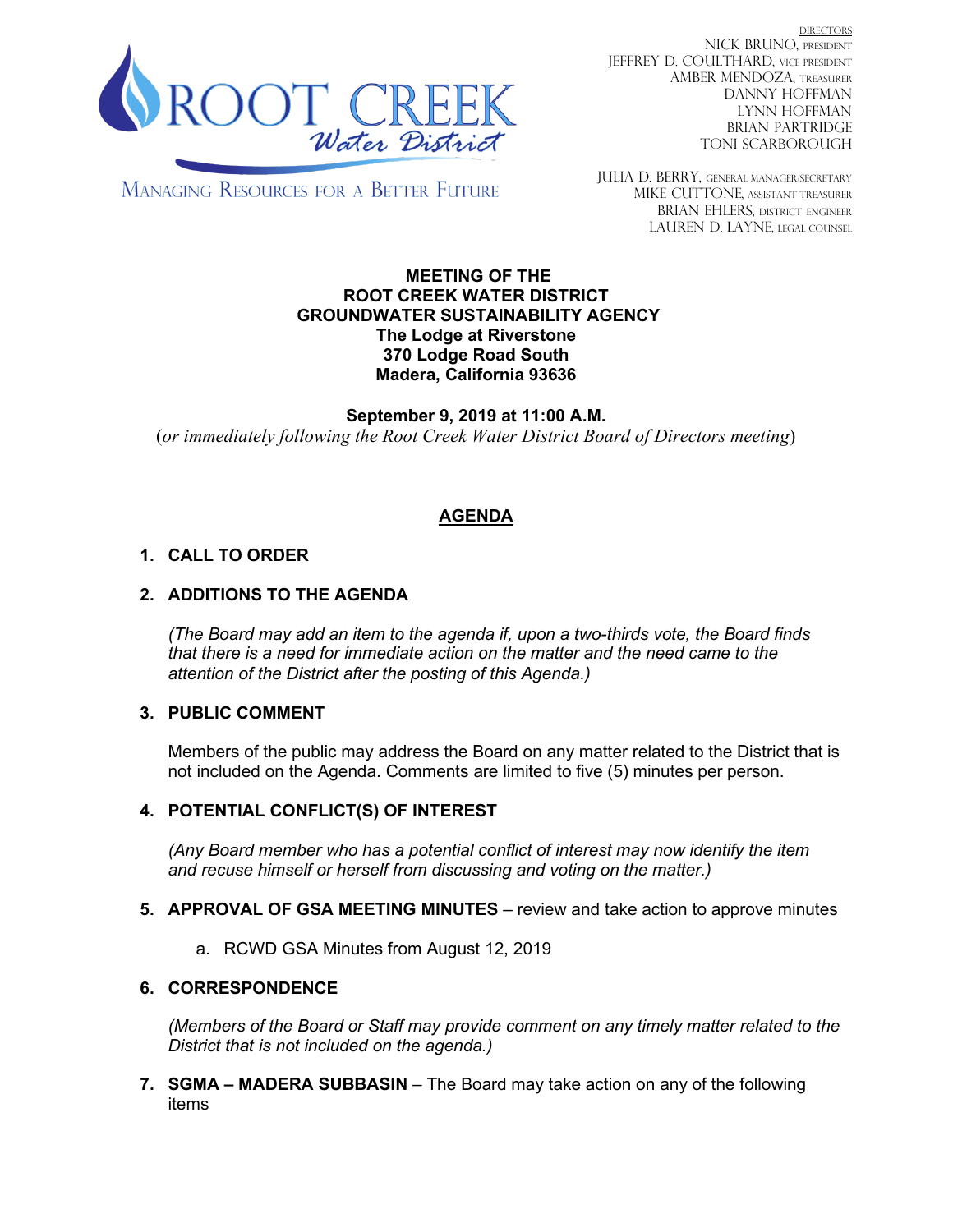ROOT CREEK Water District

MANAGING RESOURCES FOR A BETTER FUTURE

DIRECTORS
NICK BRUNO, PRESIDENT
JEFFREY D. COULTHARD, VICE PRESIDENT
AMBER MENDOZA, TREASURER
DANNY HOFFMAN
LYNN HOFFMAN
BRIAN PARTRIDGE
TONI SCARBOROUGH

JULIA D. BERRY, GENERAL MANAGER/SECRETARY
MIKE CUTTONE, ASSISTANT TREASURER
BRIAN EHLERS, DISTRICT ENGINEER
LAUREN D. LAYNE, LEGAL COUNSEL

**MEETING OF THE**
**ROOT CREEK WATER DISTRICT**
**GROUNDWATER SUSTAINABILITY AGENCY**
**The Lodge at Riverstone**
**370 Lodge Road South**
**Madera, California 93636**

**September 9, 2019 at 11:00 A.M.**
(*or immediately following the Root Creek Water District Board of Directors meeting*)

## AGENDA

1. **CALL TO ORDER**

2. **ADDITIONS TO THE AGENDA**

   *(The Board may add an item to the agenda if, upon a two-thirds vote, the Board finds that there is a need for immediate action on the matter and the need came to the attention of the District after the posting of this Agenda.)*

3. **PUBLIC COMMENT**

   Members of the public may address the Board on any matter related to the District that is not included on the Agenda. Comments are limited to five (5) minutes per person.

4. **POTENTIAL CONFLICT(S) OF INTEREST**

   *(Any Board member who has a potential conflict of interest may now identify the item and recuse himself or herself from discussing and voting on the matter.)*

5. **APPROVAL OF GSA MEETING MINUTES** – review and take action to approve minutes

   a. RCWD GSA Minutes from August 12, 2019

6. **CORRESPONDENCE**

   *(Members of the Board or Staff may provide comment on any timely matter related to the District that is not included on the agenda.)*

7. **SGMA – MADERA SUBBASIN** – The Board may take action on any of the following items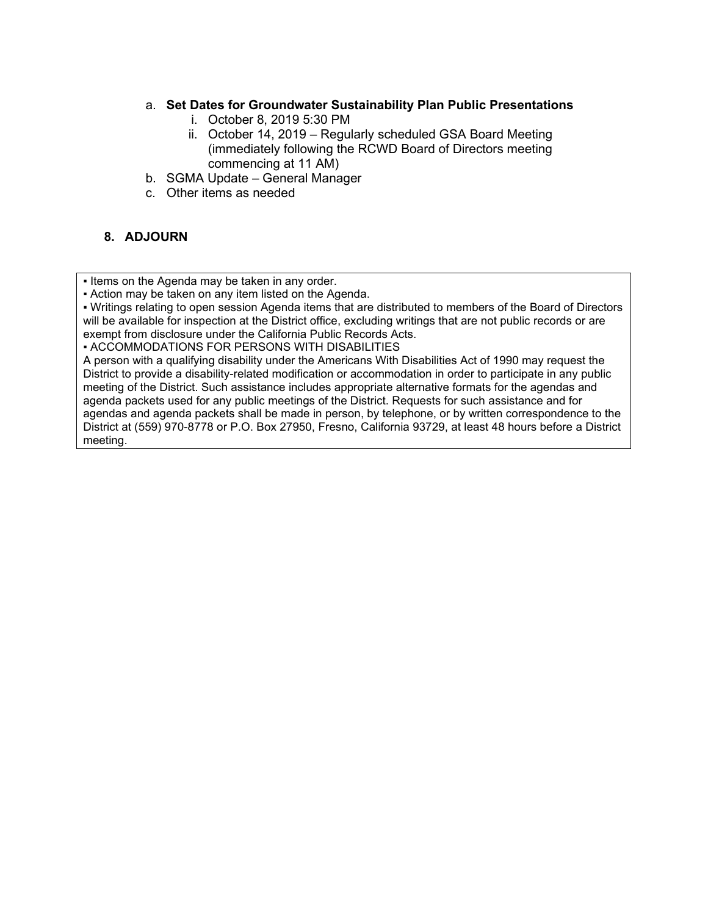a. **Set Dates for Groundwater Sustainability Plan Public Presentations**
   i. October 8, 2019 5:30 PM
   ii. October 14, 2019 – Regularly scheduled GSA Board Meeting (immediately following the RCWD Board of Directors meeting commencing at 11 AM)
b. SGMA Update – General Manager
c. Other items as needed

## 8. ADJOURN

▪ Items on the Agenda may be taken in any order.
▪ Action may be taken on any item listed on the Agenda.
▪ Writings relating to open session Agenda items that are distributed to members of the Board of Directors will be available for inspection at the District office, excluding writings that are not public records or are exempt from disclosure under the California Public Records Acts.
▪ ACCOMMODATIONS FOR PERSONS WITH DISABILITIES
A person with a qualifying disability under the Americans With Disabilities Act of 1990 may request the District to provide a disability-related modification or accommodation in order to participate in any public meeting of the District. Such assistance includes appropriate alternative formats for the agendas and agenda packets used for any public meetings of the District. Requests for such assistance and for agendas and agenda packets shall be made in person, by telephone, or by written correspondence to the District at (559) 970-8778 or P.O. Box 27950, Fresno, California 93729, at least 48 hours before a District meeting.